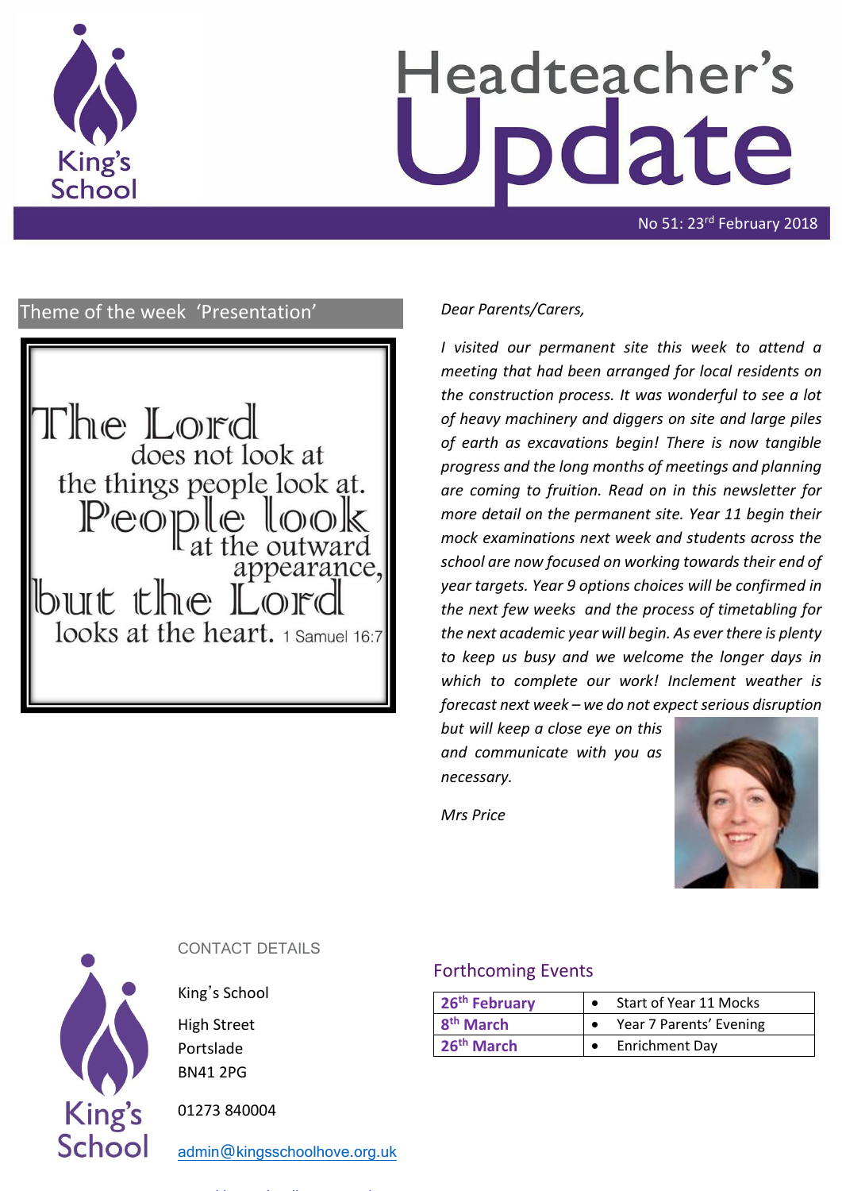# Headteacher's Update

No 51: 23rd February 2018

## Theme of the week 'Presentation'

The Lord does not look at the things people look at. People look at the outward appearance, but the Lord looks at the heart. 1 Samuel 16:7

*Dear Parents/Carers,*

*I visited our permanent site this week to attend a meeting that had been arranged for local residents on the construction process. It was wonderful to see a lot of heavy machinery and diggers on site and large piles of earth as excavations begin! There is now tangible progress and the long months of meetings and planning are coming to fruition. Read on in this newsletter for more detail on the permanent site. Year 11 begin their mock examinations next week and students across the school are now focused on working towards their end of year targets. Year 9 options choices will be confirmed in the next few weeks and the process of timetabling for the next academic year will begin. As ever there is plenty to keep us busy and we welcome the longer days in which to complete our work! Inclement weather is forecast next week – we do not expect serious disruption but will keep a close eye on this and communicate with you as necessary.*

*Mrs Price*

## CONTACT DETAILS

King's School

High Street

Portslade

BN41 2PG

01273 840004

admin@kingsschoolhove.org.uk

## Forthcoming Events

| Date | Event |
|---|---|
| **26th February** | • Start of Year 11 Mocks |
| **8th March** | • Year 7 Parents' Evening |
| **26th March** | • Enrichment Day |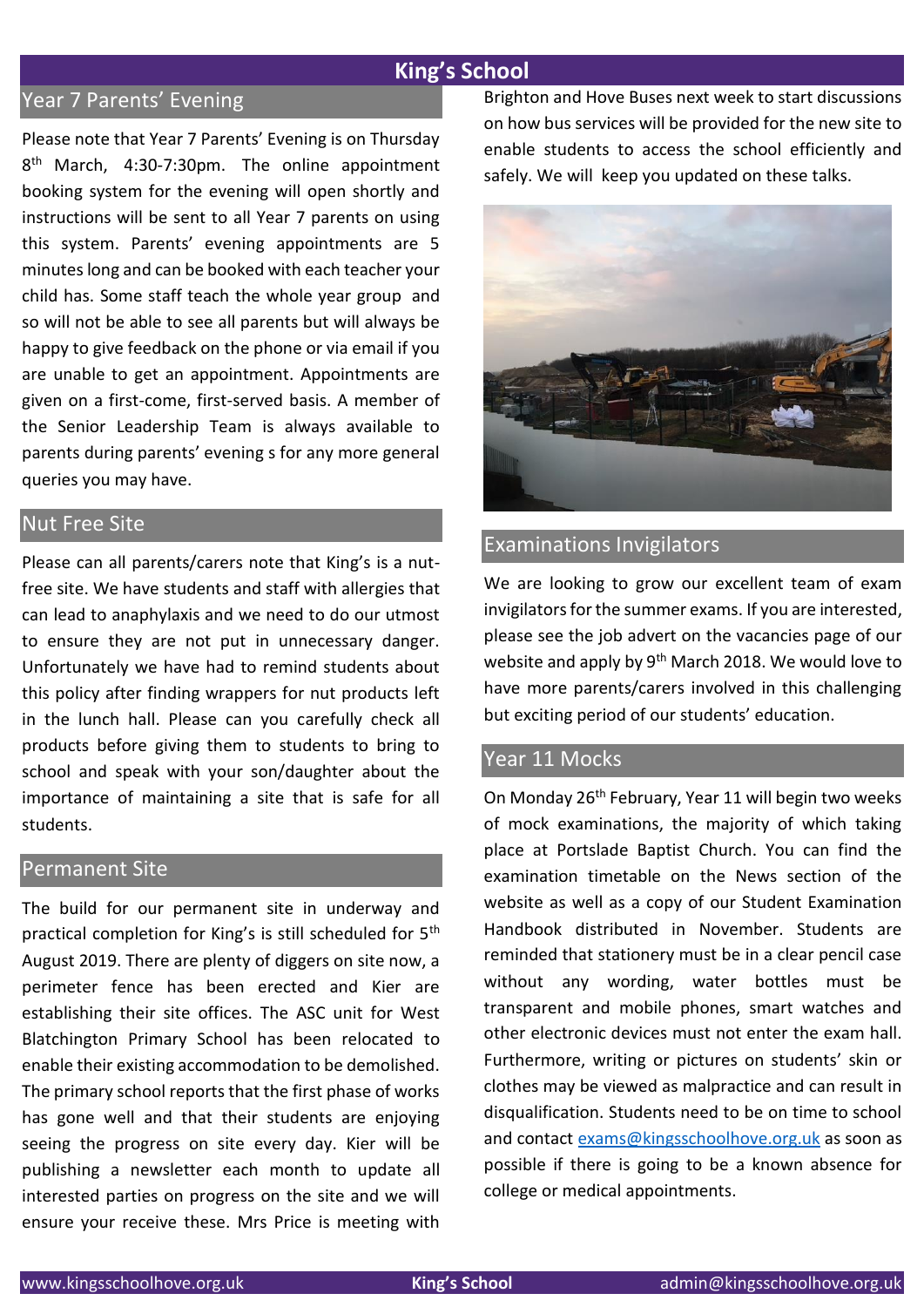# King's School

## Year 7 Parents' Evening

Please note that Year 7 Parents' Evening is on Thursday 8th March, 4:30-7:30pm. The online appointment booking system for the evening will open shortly and instructions will be sent to all Year 7 parents on using this system. Parents' evening appointments are 5 minutes long and can be booked with each teacher your child has. Some staff teach the whole year group and so will not be able to see all parents but will always be happy to give feedback on the phone or via email if you are unable to get an appointment. Appointments are given on a first-come, first-served basis. A member of the Senior Leadership Team is always available to parents during parents' evening s for any more general queries you may have.

## Nut Free Site

Please can all parents/carers note that King's is a nut-free site. We have students and staff with allergies that can lead to anaphylaxis and we need to do our utmost to ensure they are not put in unnecessary danger. Unfortunately we have had to remind students about this policy after finding wrappers for nut products left in the lunch hall. Please can you carefully check all products before giving them to students to bring to school and speak with your son/daughter about the importance of maintaining a site that is safe for all students.

## Permanent Site

The build for our permanent site in underway and practical completion for King's is still scheduled for 5th August 2019. There are plenty of diggers on site now, a perimeter fence has been erected and Kier are establishing their site offices. The ASC unit for West Blatchington Primary School has been relocated to enable their existing accommodation to be demolished. The primary school reports that the first phase of works has gone well and that their students are enjoying seeing the progress on site every day. Kier will be publishing a newsletter each month to update all interested parties on progress on the site and we will ensure your receive these. Mrs Price is meeting with Brighton and Hove Buses next week to start discussions on how bus services will be provided for the new site to enable students to access the school efficiently and safely. We will keep you updated on these talks.

## Examinations Invigilators

We are looking to grow our excellent team of exam invigilators for the summer exams. If you are interested, please see the job advert on the vacancies page of our website and apply by 9th March 2018. We would love to have more parents/carers involved in this challenging but exciting period of our students' education.

## Year 11 Mocks

On Monday 26th February, Year 11 will begin two weeks of mock examinations, the majority of which taking place at Portslade Baptist Church. You can find the examination timetable on the News section of the website as well as a copy of our Student Examination Handbook distributed in November. Students are reminded that stationery must be in a clear pencil case without any wording, water bottles must be transparent and mobile phones, smart watches and other electronic devices must not enter the exam hall. Furthermore, writing or pictures on students' skin or clothes may be viewed as malpractice and can result in disqualification. Students need to be on time to school and contact exams@kingsschoolhove.org.uk as soon as possible if there is going to be a known absence for college or medical appointments.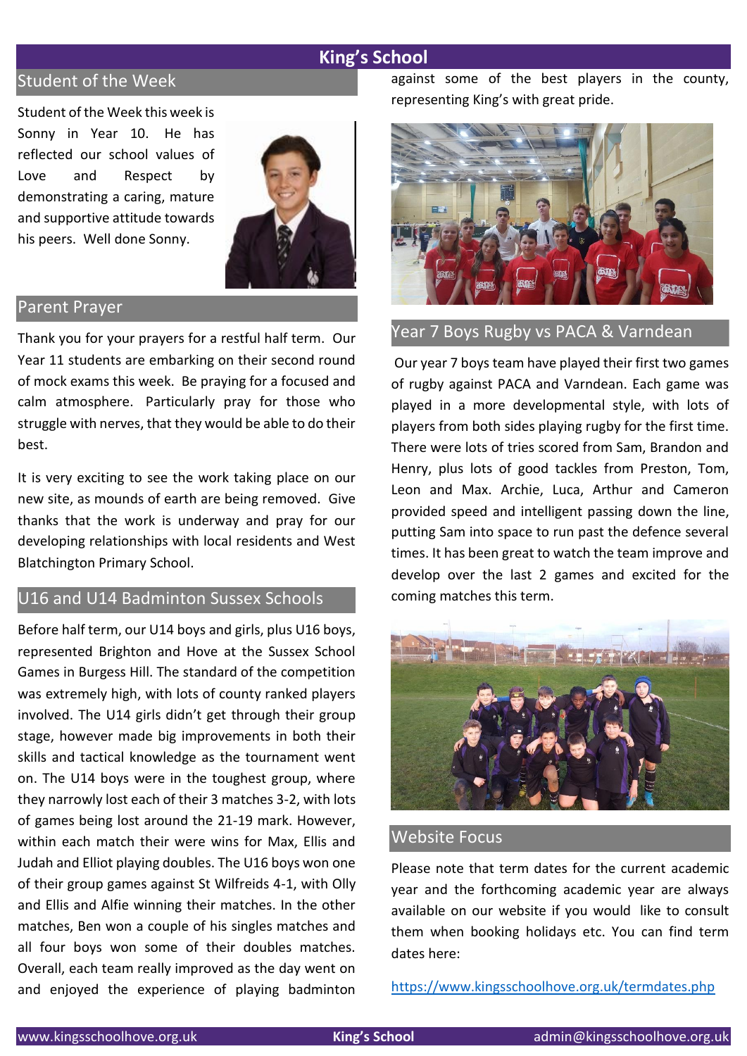## Student of the Week

Student of the Week this week is Sonny in Year 10. He has reflected our school values of Love and Respect by demonstrating a caring, mature and supportive attitude towards his peers. Well done Sonny.

## Parent Prayer

Thank you for your prayers for a restful half term. Our Year 11 students are embarking on their second round of mock exams this week. Be praying for a focused and calm atmosphere. Particularly pray for those who struggle with nerves, that they would be able to do their best.

It is very exciting to see the work taking place on our new site, as mounds of earth are being removed. Give thanks that the work is underway and pray for our developing relationships with local residents and West Blatchington Primary School.

## U16 and U14 Badminton Sussex Schools

Before half term, our U14 boys and girls, plus U16 boys, represented Brighton and Hove at the Sussex School Games in Burgess Hill. The standard of the competition was extremely high, with lots of county ranked players involved. The U14 girls didn't get through their group stage, however made big improvements in both their skills and tactical knowledge as the tournament went on. The U14 boys were in the toughest group, where they narrowly lost each of their 3 matches 3-2, with lots of games being lost around the 21-19 mark. However, within each match their were wins for Max, Ellis and Judah and Elliot playing doubles. The U16 boys won one of their group games against St Wilfreids 4-1, with Olly and Ellis and Alfie winning their matches. In the other matches, Ben won a couple of his singles matches and all four boys won some of their doubles matches. Overall, each team really improved as the day went on and enjoyed the experience of playing badminton against some of the best players in the county, representing King's with great pride.

## Year 7 Boys Rugby vs PACA & Varndean

Our Year 7 boys team have played their first two games of rugby against PACA and Varndean. Each game was played in a more developmental style, with lots of players from both sides playing rugby for the first time. There were lots of tries scored from Sam, Brandon and Henry, plus lots of good tackles from Preston, Tom, Leon and Max. Archie, Luca, Arthur and Cameron provided speed and intelligent passing down the line, putting Sam into space to run past the defence several times. It has been great to watch the team improve and develop over the last 2 games and excited for the coming matches this term.

## Website Focus

Please note that term dates for the current academic year and the forthcoming academic year are always available on our website if you would like to consult them when booking holidays etc. You can find term dates here:

https://www.kingsschoolhove.org.uk/termdates.php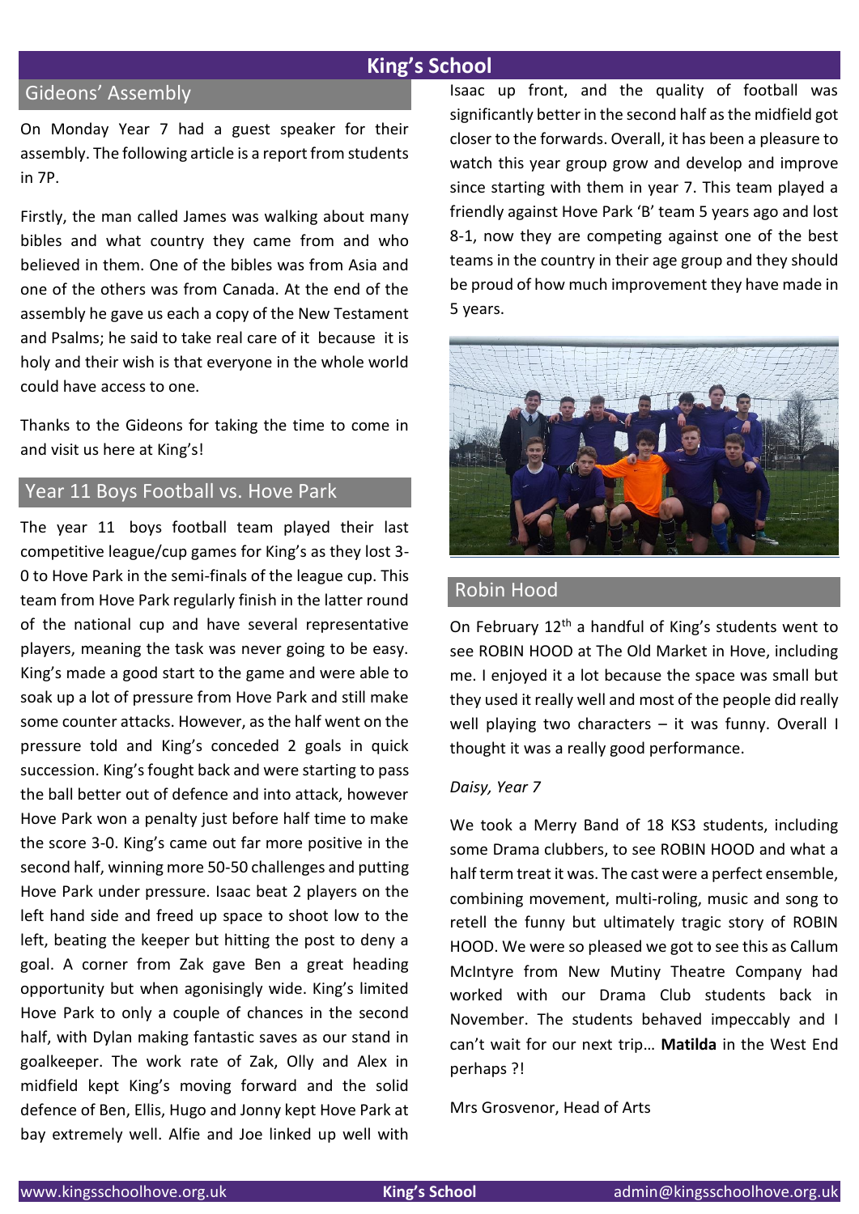## Gideons' Assembly

On Monday Year 7 had a guest speaker for their assembly. The following article is a report from students in 7P.

Firstly, the man called James was walking about many bibles and what country they came from and who believed in them. One of the bibles was from Asia and one of the others was from Canada. At the end of the assembly he gave us each a copy of the New Testament and Psalms; he said to take real care of it because it is holy and their wish is that everyone in the whole world could have access to one.

Thanks to the Gideons for taking the time to come in and visit us here at King's!

## Year 11 Boys Football vs. Hove Park

The year 11 boys football team played their last competitive league/cup games for King's as they lost 3-0 to Hove Park in the semi-finals of the league cup. This team from Hove Park regularly finish in the latter round of the national cup and have several representative players, meaning the task was never going to be easy. King's made a good start to the game and were able to soak up a lot of pressure from Hove Park and still make some counter attacks. However, as the half went on the pressure told and King's conceded 2 goals in quick succession. King's fought back and were starting to pass the ball better out of defence and into attack, however Hove Park won a penalty just before half time to make the score 3-0. King's came out far more positive in the second half, winning more 50-50 challenges and putting Hove Park under pressure. Isaac beat 2 players on the left hand side and freed up space to shoot low to the left, beating the keeper but hitting the post to deny a goal. A corner from Zak gave Ben a great heading opportunity but when agonisingly wide. King's limited Hove Park to only a couple of chances in the second half, with Dylan making fantastic saves as our stand in goalkeeper. The work rate of Zak, Olly and Alex in midfield kept King's moving forward and the solid defence of Ben, Ellis, Hugo and Jonny kept Hove Park at bay extremely well. Alfie and Joe linked up well with Isaac up front, and the quality of football was significantly better in the second half as the midfield got closer to the forwards. Overall, it has been a pleasure to watch this year group grow and develop and improve since starting with them in year 7. This team played a friendly against Hove Park 'B' team 5 years ago and lost 8-1, now they are competing against one of the best teams in the country in their age group and they should be proud of how much improvement they have made in 5 years.

## Robin Hood

On February 12th a handful of King's students went to see ROBIN HOOD at The Old Market in Hove, including me. I enjoyed it a lot because the space was small but they used it really well and most of the people did really well playing two characters – it was funny. Overall I thought it was a really good performance.

*Daisy, Year 7*

We took a Merry Band of 18 KS3 students, including some Drama clubbers, to see ROBIN HOOD and what a half term treat it was. The cast were a perfect ensemble, combining movement, multi-roling, music and song to retell the funny but ultimately tragic story of ROBIN HOOD. We were so pleased we got to see this as Callum McIntyre from New Mutiny Theatre Company had worked with our Drama Club students back in November. The students behaved impeccably and I can't wait for our next trip… **Matilda** in the West End perhaps ?!

Mrs Grosvenor, Head of Arts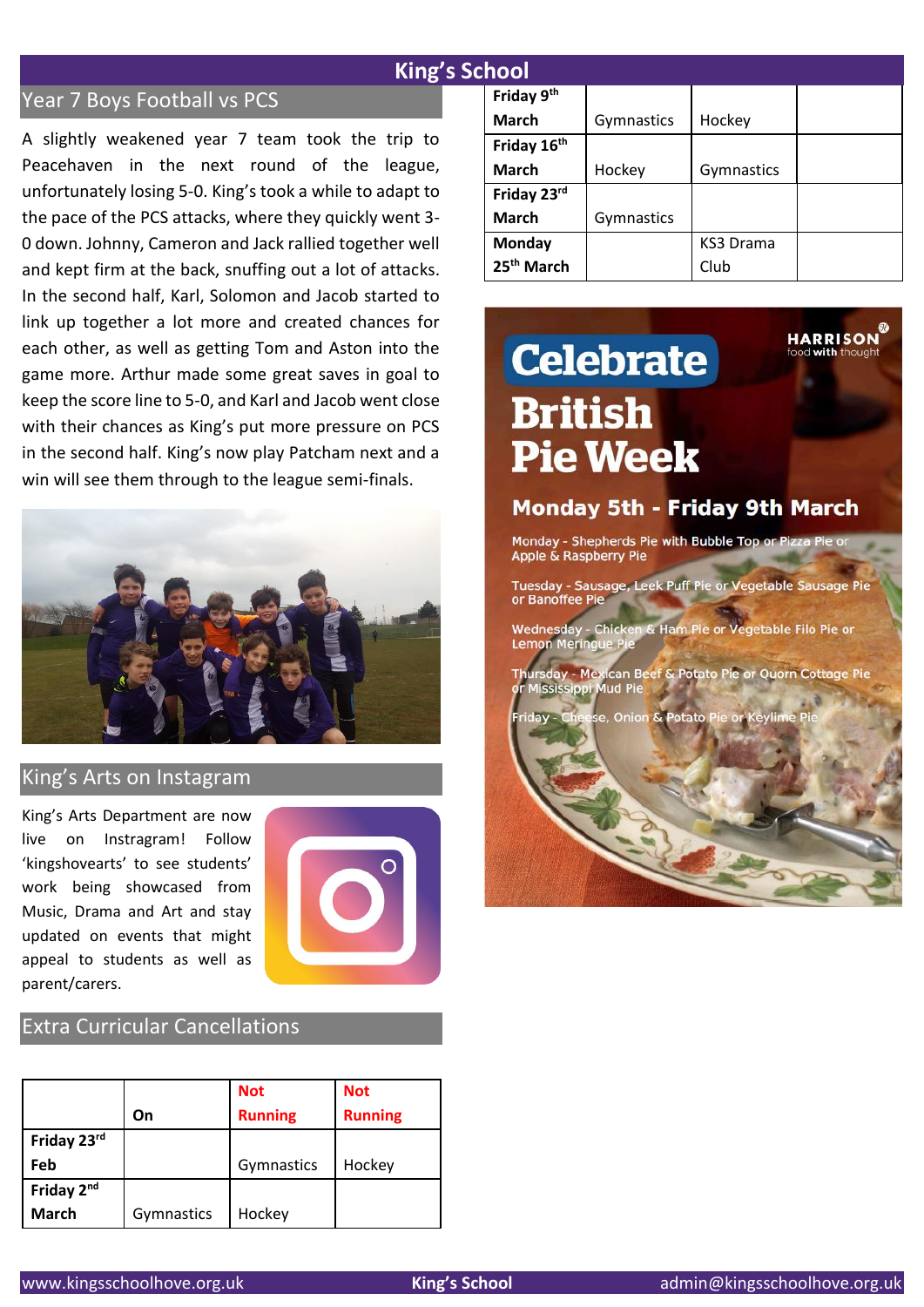# King's School

## Year 7 Boys Football vs PCS

A slightly weakened year 7 team took the trip to Peacehaven in the next round of the league, unfortunately losing 5-0. King's took a while to adapt to the pace of the PCS attacks, where they quickly went 3-0 down. Johnny, Cameron and Jack rallied together well and kept firm at the back, snuffing out a lot of attacks. In the second half, Karl, Solomon and Jacob started to link up together a lot more and created chances for each other, as well as getting Tom and Aston into the game more. Arthur made some great saves in goal to keep the score line to 5-0, and Karl and Jacob went close with their chances as King's put more pressure on PCS in the second half. King's now play Patcham next and a win will see them through to the league semi-finals.

## King's Arts on Instagram

King's Arts Department are now live on Instragram! Follow 'kingshovearts' to see students' work being showcased from Music, Drama and Art and stay updated on events that might appeal to students as well as parent/carers.

## Extra Curricular Cancellations

| | On | Not Running | Not Running |
|---|---|---|---|
| **Friday 23rd Feb** | | Gymnastics | Hockey |
| **Friday 2nd March** | Gymnastics | Hockey | |
| **Friday 9th March** | Gymnastics | Hockey | |
| **Friday 16th March** | Hockey | Gymnastics | |
| **Friday 23rd March** | Gymnastics | | |
| **Monday 25th March** | | KS3 Drama Club | |

## Celebrate British Pie Week

HARRISON food with thought

**Monday 5th - Friday 9th March**

Monday - Shepherds Pie with Bubble Top or Pizza Pie or Apple & Raspberry Pie

Tuesday - Sausage, Leek Puff Pie or Vegetable Sausage Pie or Banoffee Pie

Wednesday - Chicken & Ham Pie or Vegetable Filo Pie or Lemon Meringue Pie

Thursday - Mexican Beef & Potato Pie or Quorn Cottage Pie or Mississippi Mud Pie

Friday - Cheese, Onion & Potato Pie or Keylime Pie